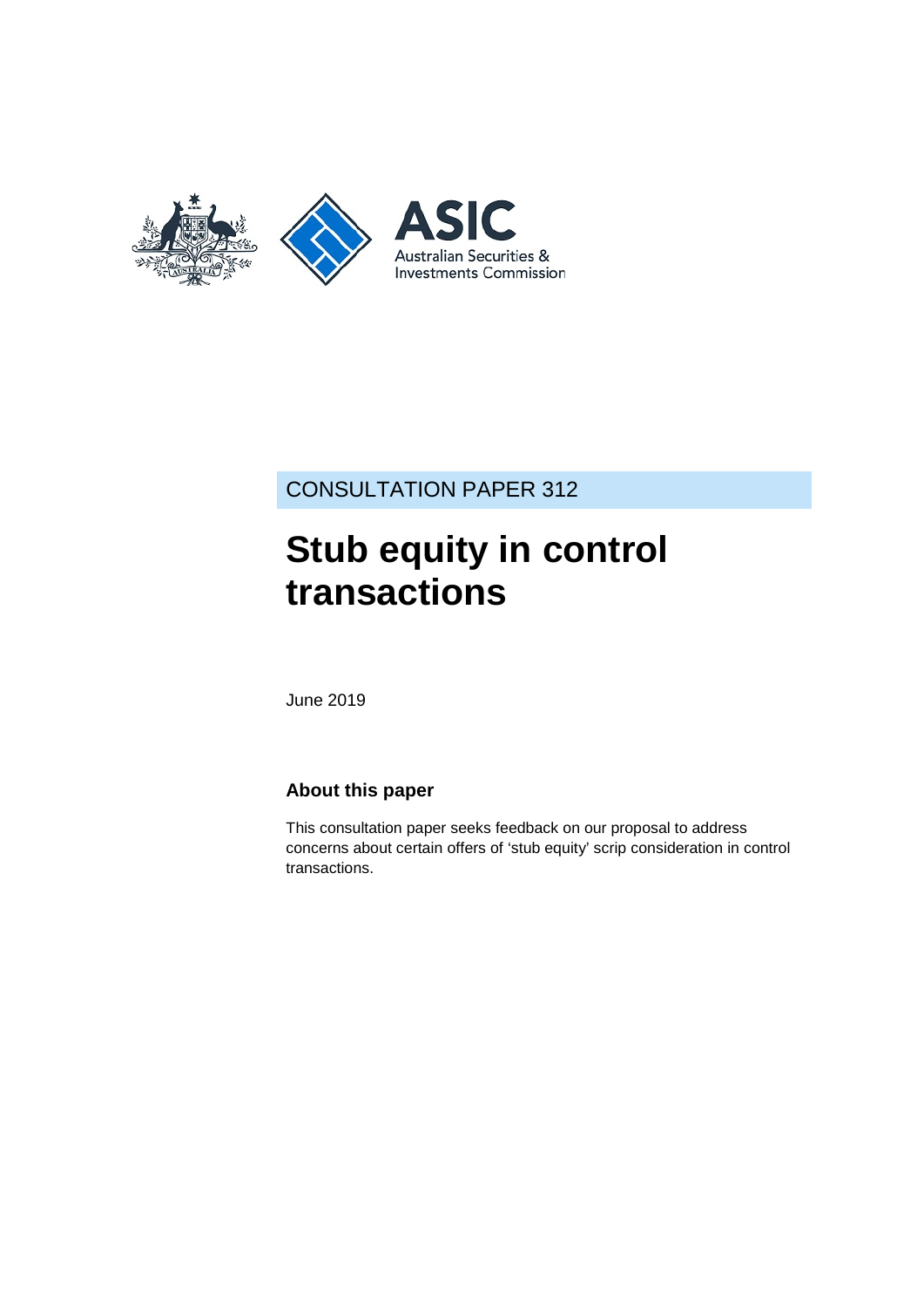CONSULTATION PAPER 312

# Stub equity in control transactions

June 2019

## About this paper

This consultation paper seeks feedback on our proposal to address concerns about certain offers of 'stub equity' scrip consideration in control transactions.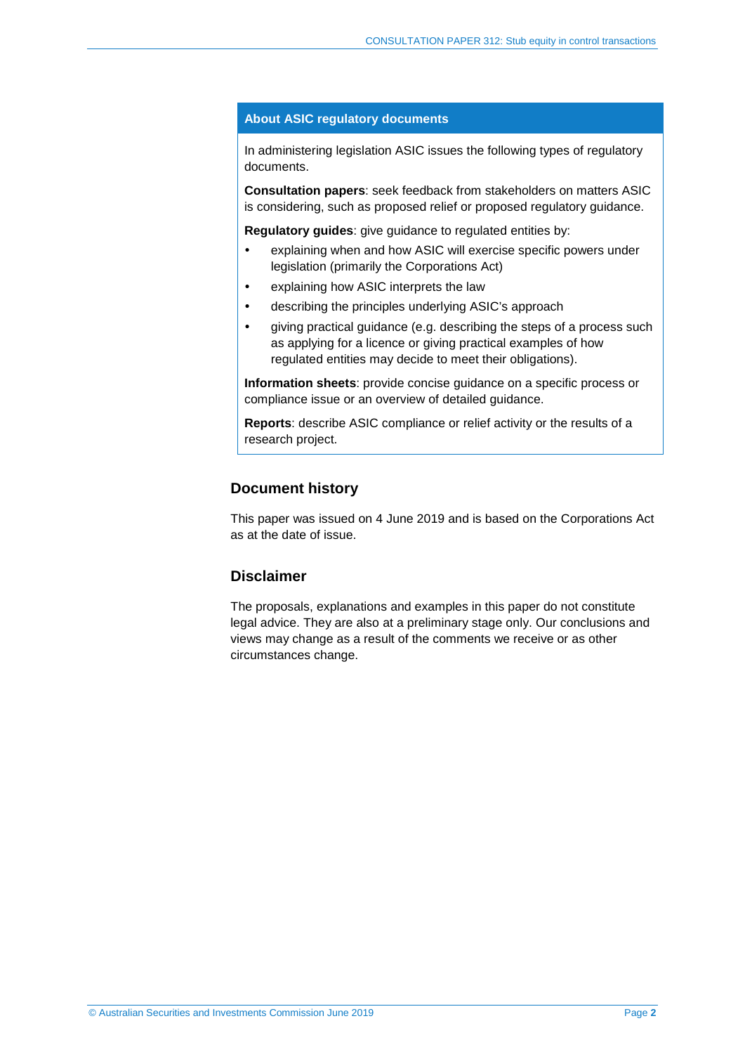### About ASIC regulatory documents

In administering legislation ASIC issues the following types of regulatory documents.

**Consultation papers**: seek feedback from stakeholders on matters ASIC is considering, such as proposed relief or proposed regulatory guidance.

**Regulatory guides**: give guidance to regulated entities by:

- explaining when and how ASIC will exercise specific powers under legislation (primarily the Corporations Act)
- explaining how ASIC interprets the law
- describing the principles underlying ASIC's approach
- giving practical guidance (e.g. describing the steps of a process such as applying for a licence or giving practical examples of how regulated entities may decide to meet their obligations).

**Information sheets**: provide concise guidance on a specific process or compliance issue or an overview of detailed guidance.

**Reports**: describe ASIC compliance or relief activity or the results of a research project.

## Document history

This paper was issued on 4 June 2019 and is based on the Corporations Act as at the date of issue.

## Disclaimer

The proposals, explanations and examples in this paper do not constitute legal advice. They are also at a preliminary stage only. Our conclusions and views may change as a result of the comments we receive or as other circumstances change.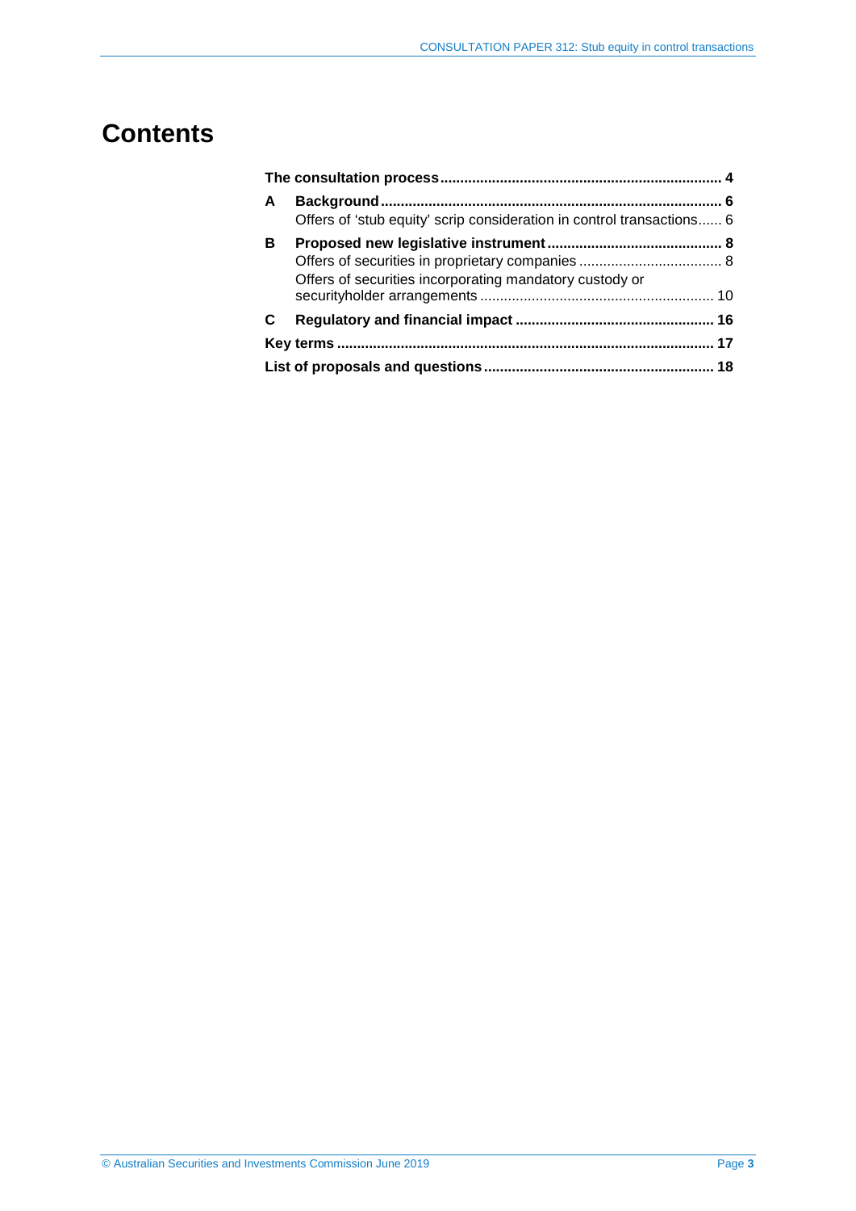# Contents

**The consultation process** ..................................................................... **4**

**A Background** ..................................................................................... **6**
Offers of 'stub equity' scrip consideration in control transactions...... 6

**B Proposed new legislative instrument** ........................................... **8**
Offers of securities in proprietary companies ................................... 8
Offers of securities incorporating mandatory custody or securityholder arrangements .......................................................... 10

**C Regulatory and financial impact** ................................................. **16**

**Key terms** ........................................................................................... **17**

**List of proposals and questions** ........................................................ **18**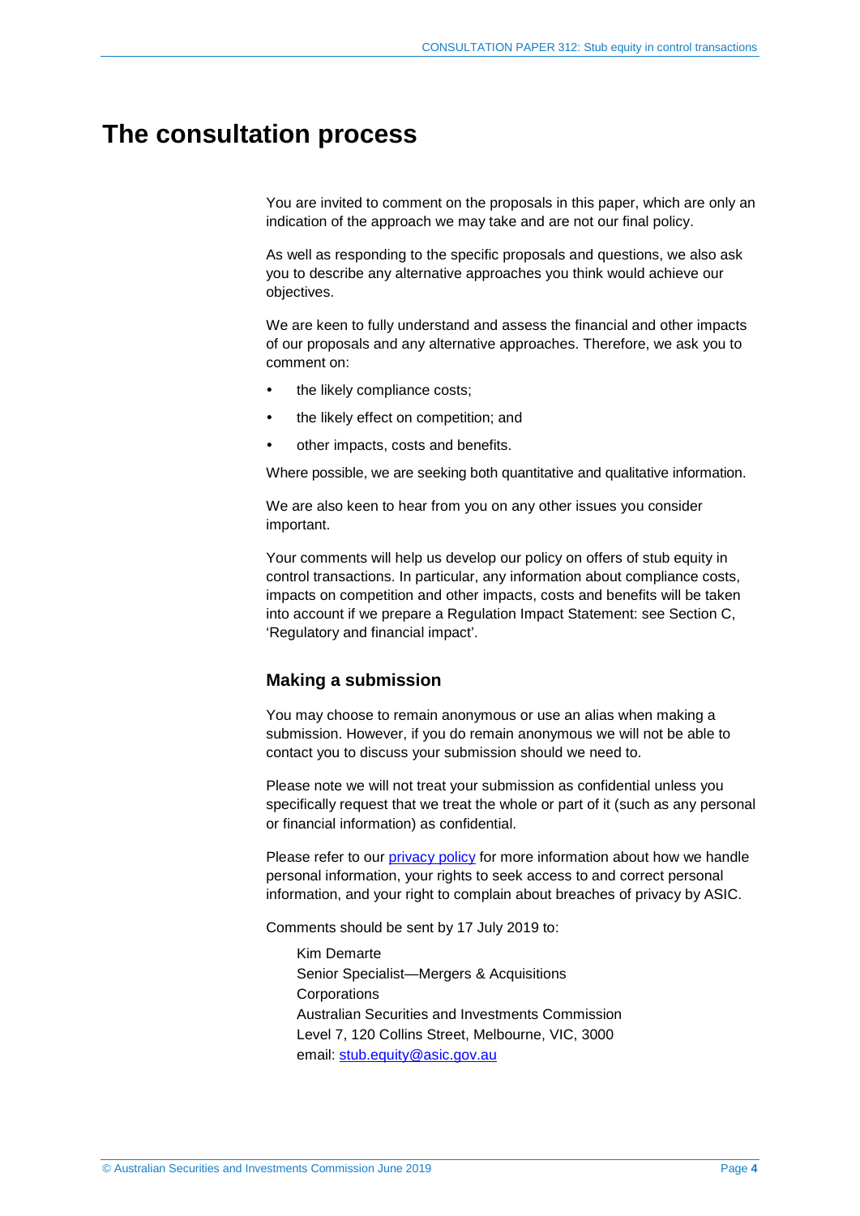# The consultation process

You are invited to comment on the proposals in this paper, which are only an indication of the approach we may take and are not our final policy.

As well as responding to the specific proposals and questions, we also ask you to describe any alternative approaches you think would achieve our objectives.

We are keen to fully understand and assess the financial and other impacts of our proposals and any alternative approaches. Therefore, we ask you to comment on:

- the likely compliance costs;
- the likely effect on competition; and
- other impacts, costs and benefits.

Where possible, we are seeking both quantitative and qualitative information.

We are also keen to hear from you on any other issues you consider important.

Your comments will help us develop our policy on offers of stub equity in control transactions. In particular, any information about compliance costs, impacts on competition and other impacts, costs and benefits will be taken into account if we prepare a Regulation Impact Statement: see Section C, 'Regulatory and financial impact'.

## Making a submission

You may choose to remain anonymous or use an alias when making a submission. However, if you do remain anonymous we will not be able to contact you to discuss your submission should we need to.

Please note we will not treat your submission as confidential unless you specifically request that we treat the whole or part of it (such as any personal or financial information) as confidential.

Please refer to our privacy policy for more information about how we handle personal information, your rights to seek access to and correct personal information, and your right to complain about breaches of privacy by ASIC.

Comments should be sent by 17 July 2019 to:

Kim Demarte
Senior Specialist—Mergers & Acquisitions
Corporations
Australian Securities and Investments Commission
Level 7, 120 Collins Street, Melbourne, VIC, 3000
email: stub.equity@asic.gov.au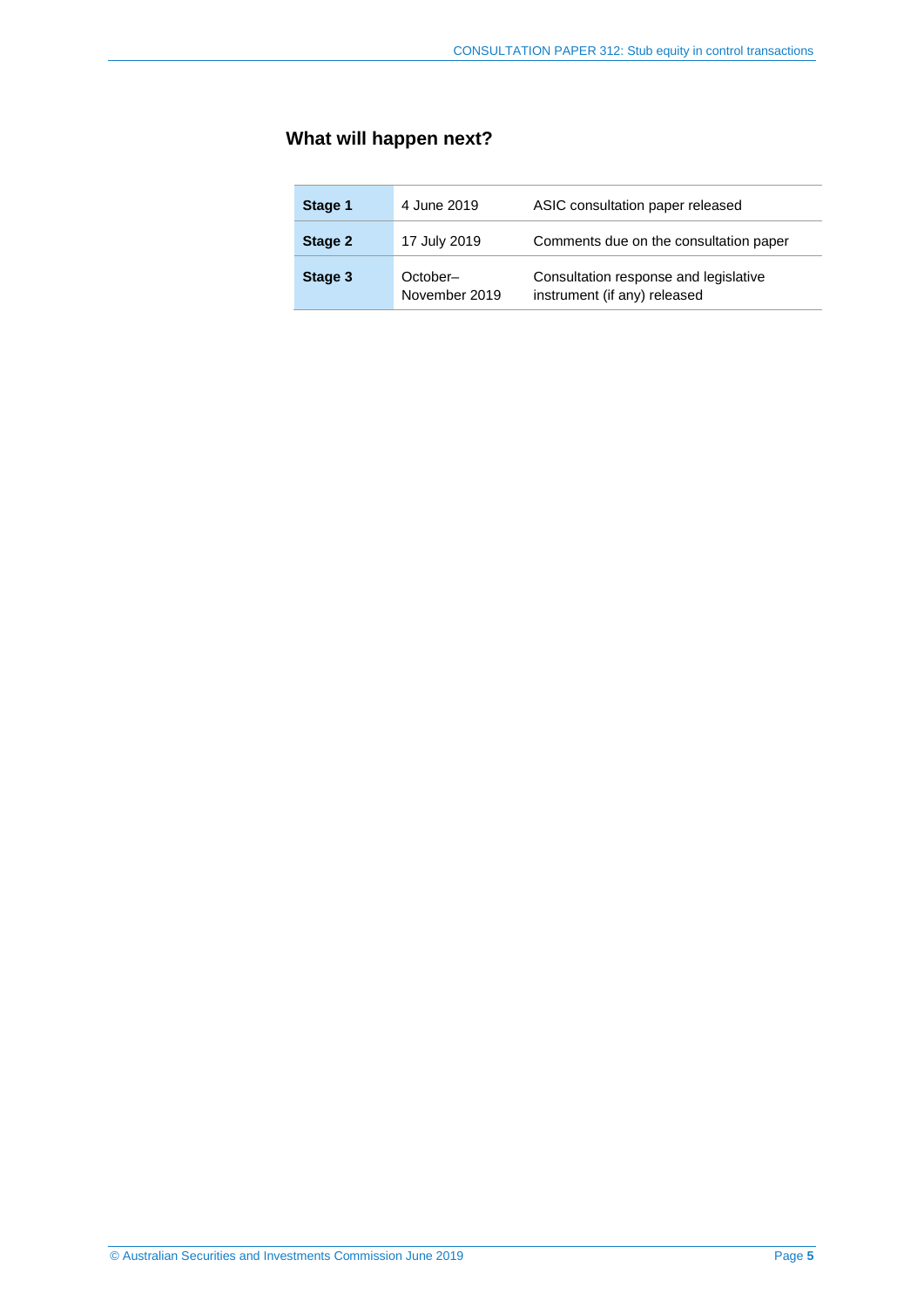## What will happen next?

| | | |
|---|---|---|
| **Stage 1** | 4 June 2019 | ASIC consultation paper released |
| **Stage 2** | 17 July 2019 | Comments due on the consultation paper |
| **Stage 3** | October–November 2019 | Consultation response and legislative instrument (if any) released |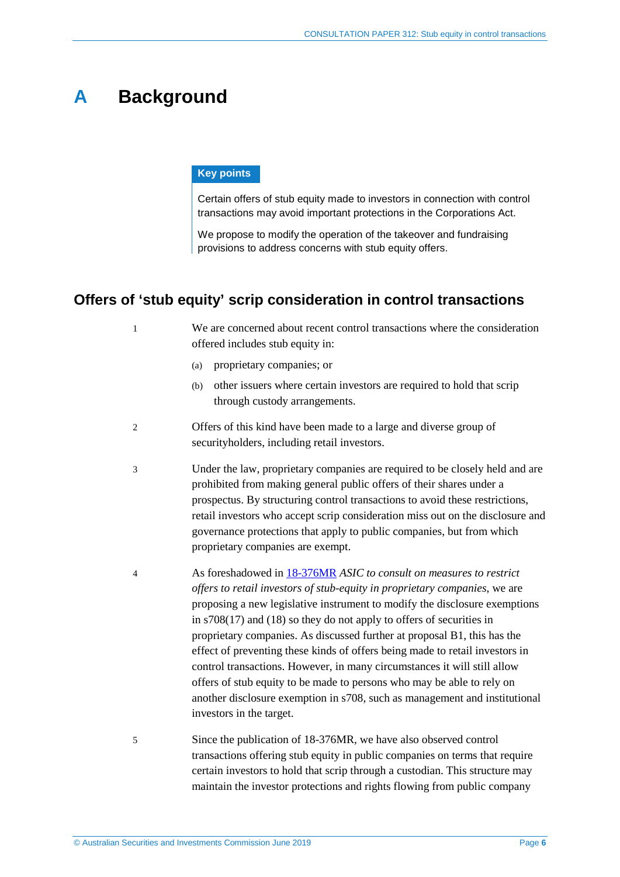# A Background

**Key points**

Certain offers of stub equity made to investors in connection with control transactions may avoid important protections in the Corporations Act.

We propose to modify the operation of the takeover and fundraising provisions to address concerns with stub equity offers.

## Offers of 'stub equity' scrip consideration in control transactions

1. We are concerned about recent control transactions where the consideration offered includes stub equity in:

   (a) proprietary companies; or

   (b) other issuers where certain investors are required to hold that scrip through custody arrangements.

2. Offers of this kind have been made to a large and diverse group of securityholders, including retail investors.

3. Under the law, proprietary companies are required to be closely held and are prohibited from making general public offers of their shares under a prospectus. By structuring control transactions to avoid these restrictions, retail investors who accept scrip consideration miss out on the disclosure and governance protections that apply to public companies, but from which proprietary companies are exempt.

4. As foreshadowed in [18-376MR](18-376MR) *ASIC to consult on measures to restrict offers to retail investors of stub-equity in proprietary companies*, we are proposing a new legislative instrument to modify the disclosure exemptions in s708(17) and (18) so they do not apply to offers of securities in proprietary companies. As discussed further at proposal B1, this has the effect of preventing these kinds of offers being made to retail investors in control transactions. However, in many circumstances it will still allow offers of stub equity to be made to persons who may be able to rely on another disclosure exemption in s708, such as management and institutional investors in the target.

5. Since the publication of 18-376MR, we have also observed control transactions offering stub equity in public companies on terms that require certain investors to hold that scrip through a custodian. This structure may maintain the investor protections and rights flowing from public company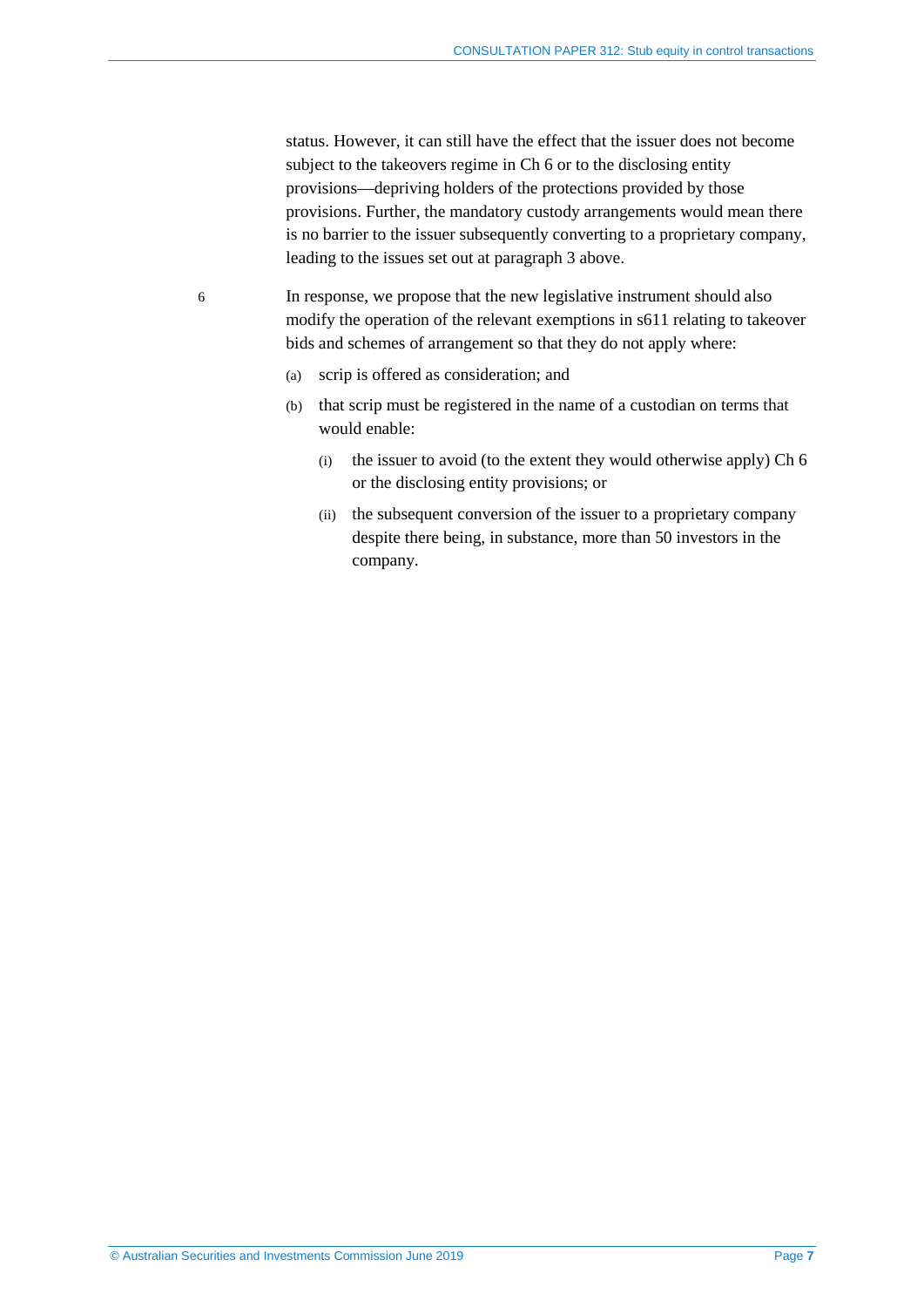status. However, it can still have the effect that the issuer does not become subject to the takeovers regime in Ch 6 or to the disclosing entity provisions—depriving holders of the protections provided by those provisions. Further, the mandatory custody arrangements would mean there is no barrier to the issuer subsequently converting to a proprietary company, leading to the issues set out at paragraph 3 above.

6 In response, we propose that the new legislative instrument should also modify the operation of the relevant exemptions in s611 relating to takeover bids and schemes of arrangement so that they do not apply where:

(a) scrip is offered as consideration; and

(b) that scrip must be registered in the name of a custodian on terms that would enable:

  (i) the issuer to avoid (to the extent they would otherwise apply) Ch 6 or the disclosing entity provisions; or

  (ii) the subsequent conversion of the issuer to a proprietary company despite there being, in substance, more than 50 investors in the company.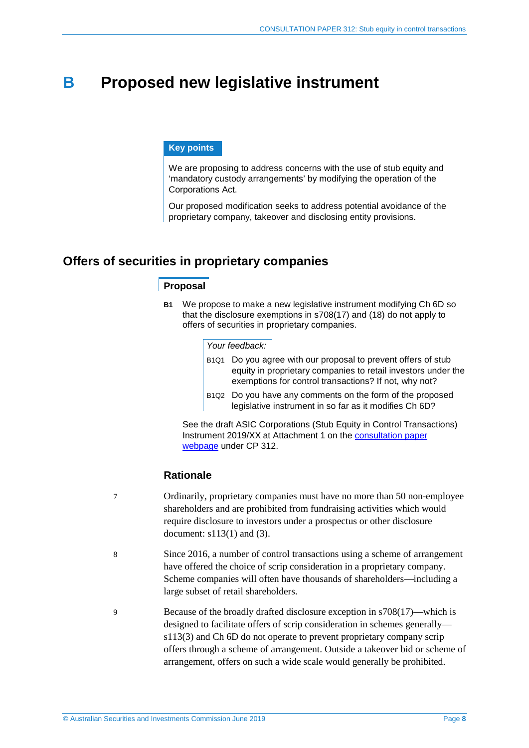# B Proposed new legislative instrument

**Key points**

We are proposing to address concerns with the use of stub equity and 'mandatory custody arrangements' by modifying the operation of the Corporations Act.

Our proposed modification seeks to address potential avoidance of the proprietary company, takeover and disclosing entity provisions.

## Offers of securities in proprietary companies

### Proposal

**B1** We propose to make a new legislative instrument modifying Ch 6D so that the disclosure exemptions in s708(17) and (18) do not apply to offers of securities in proprietary companies.

*Your feedback:*

B1Q1 Do you agree with our proposal to prevent offers of stub equity in proprietary companies to retail investors under the exemptions for control transactions? If not, why not?

B1Q2 Do you have any comments on the form of the proposed legislative instrument in so far as it modifies Ch 6D?

See the draft ASIC Corporations (Stub Equity in Control Transactions) Instrument 2019/XX at Attachment 1 on the consultation paper webpage under CP 312.

### Rationale

7 Ordinarily, proprietary companies must have no more than 50 non-employee shareholders and are prohibited from fundraising activities which would require disclosure to investors under a prospectus or other disclosure document: s113(1) and (3).

8 Since 2016, a number of control transactions using a scheme of arrangement have offered the choice of scrip consideration in a proprietary company. Scheme companies will often have thousands of shareholders—including a large subset of retail shareholders.

9 Because of the broadly drafted disclosure exception in s708(17)—which is designed to facilitate offers of scrip consideration in schemes generally—s113(3) and Ch 6D do not operate to prevent proprietary company scrip offers through a scheme of arrangement. Outside a takeover bid or scheme of arrangement, offers on such a wide scale would generally be prohibited.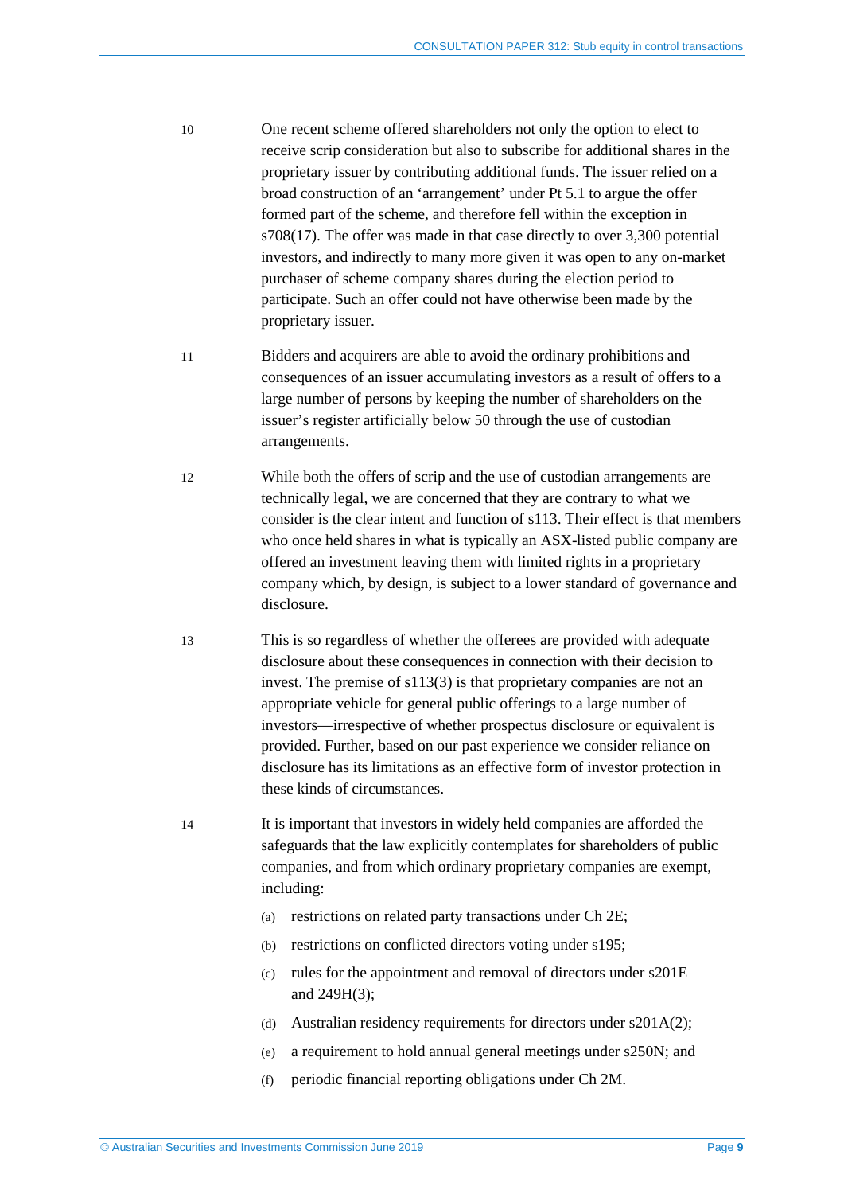10 One recent scheme offered shareholders not only the option to elect to receive scrip consideration but also to subscribe for additional shares in the proprietary issuer by contributing additional funds. The issuer relied on a broad construction of an 'arrangement' under Pt 5.1 to argue the offer formed part of the scheme, and therefore fell within the exception in s708(17). The offer was made in that case directly to over 3,300 potential investors, and indirectly to many more given it was open to any on-market purchaser of scheme company shares during the election period to participate. Such an offer could not have otherwise been made by the proprietary issuer.

11 Bidders and acquirers are able to avoid the ordinary prohibitions and consequences of an issuer accumulating investors as a result of offers to a large number of persons by keeping the number of shareholders on the issuer's register artificially below 50 through the use of custodian arrangements.

12 While both the offers of scrip and the use of custodian arrangements are technically legal, we are concerned that they are contrary to what we consider is the clear intent and function of s113. Their effect is that members who once held shares in what is typically an ASX-listed public company are offered an investment leaving them with limited rights in a proprietary company which, by design, is subject to a lower standard of governance and disclosure.

13 This is so regardless of whether the offerees are provided with adequate disclosure about these consequences in connection with their decision to invest. The premise of s113(3) is that proprietary companies are not an appropriate vehicle for general public offerings to a large number of investors—irrespective of whether prospectus disclosure or equivalent is provided. Further, based on our past experience we consider reliance on disclosure has its limitations as an effective form of investor protection in these kinds of circumstances.

14 It is important that investors in widely held companies are afforded the safeguards that the law explicitly contemplates for shareholders of public companies, and from which ordinary proprietary companies are exempt, including:

- (a) restrictions on related party transactions under Ch 2E;
- (b) restrictions on conflicted directors voting under s195;
- (c) rules for the appointment and removal of directors under s201E and 249H(3);
- (d) Australian residency requirements for directors under s201A(2);
- (e) a requirement to hold annual general meetings under s250N; and
- (f) periodic financial reporting obligations under Ch 2M.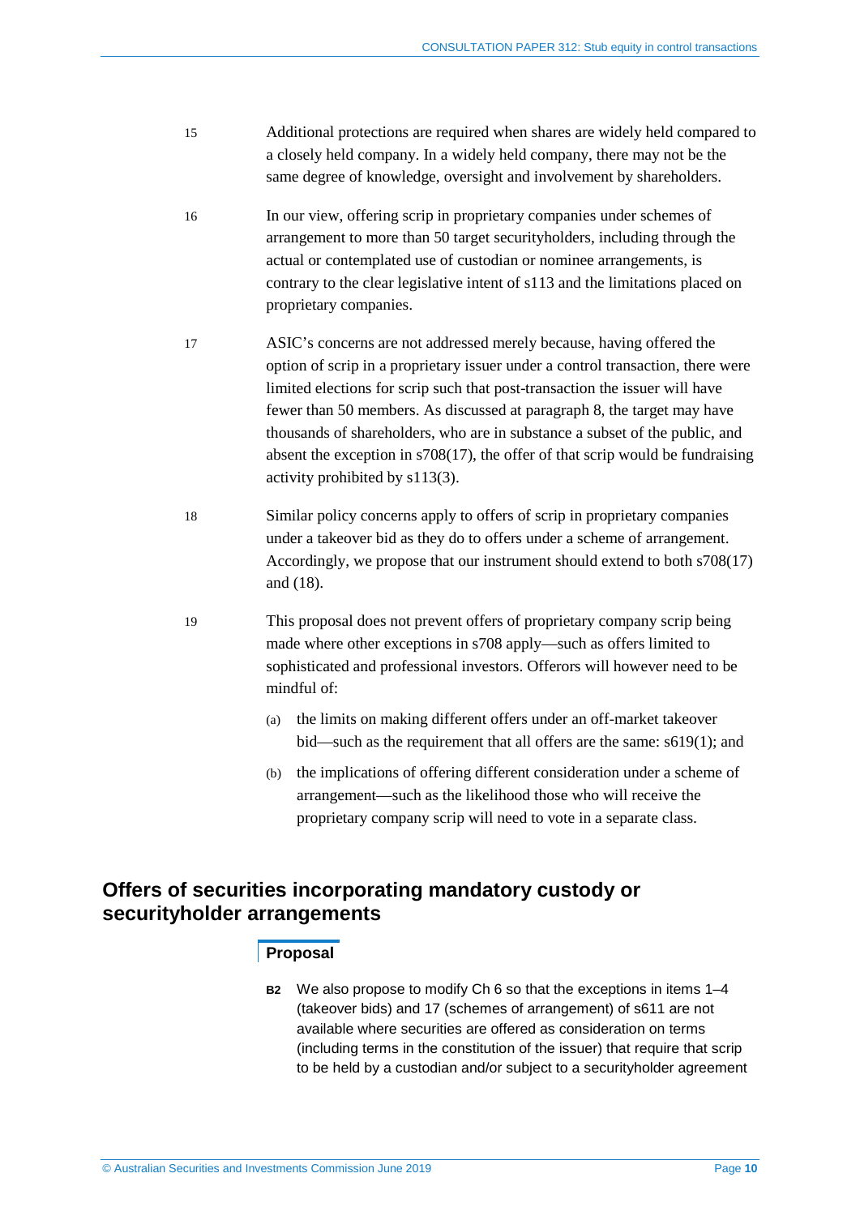15 Additional protections are required when shares are widely held compared to a closely held company. In a widely held company, there may not be the same degree of knowledge, oversight and involvement by shareholders.

16 In our view, offering scrip in proprietary companies under schemes of arrangement to more than 50 target securityholders, including through the actual or contemplated use of custodian or nominee arrangements, is contrary to the clear legislative intent of s113 and the limitations placed on proprietary companies.

17 ASIC's concerns are not addressed merely because, having offered the option of scrip in a proprietary issuer under a control transaction, there were limited elections for scrip such that post-transaction the issuer will have fewer than 50 members. As discussed at paragraph 8, the target may have thousands of shareholders, who are in substance a subset of the public, and absent the exception in s708(17), the offer of that scrip would be fundraising activity prohibited by s113(3).

18 Similar policy concerns apply to offers of scrip in proprietary companies under a takeover bid as they do to offers under a scheme of arrangement. Accordingly, we propose that our instrument should extend to both s708(17) and (18).

19 This proposal does not prevent offers of proprietary company scrip being made where other exceptions in s708 apply—such as offers limited to sophisticated and professional investors. Offerors will however need to be mindful of:

(a) the limits on making different offers under an off-market takeover bid—such as the requirement that all offers are the same: s619(1); and

(b) the implications of offering different consideration under a scheme of arrangement—such as the likelihood those who will receive the proprietary company scrip will need to vote in a separate class.

## Offers of securities incorporating mandatory custody or securityholder arrangements

### Proposal

**B2** We also propose to modify Ch 6 so that the exceptions in items 1–4 (takeover bids) and 17 (schemes of arrangement) of s611 are not available where securities are offered as consideration on terms (including terms in the constitution of the issuer) that require that scrip to be held by a custodian and/or subject to a securityholder agreement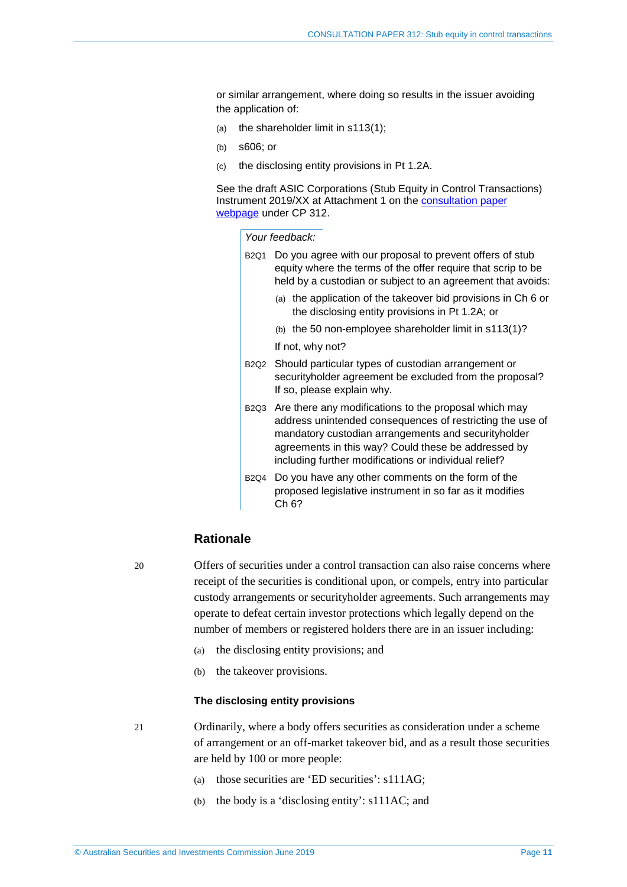or similar arrangement, where doing so results in the issuer avoiding the application of:

(a) the shareholder limit in s113(1);

(b) s606; or

(c) the disclosing entity provisions in Pt 1.2A.

See the draft ASIC Corporations (Stub Equity in Control Transactions) Instrument 2019/XX at Attachment 1 on the consultation paper webpage under CP 312.

*Your feedback:*

B2Q1 Do you agree with our proposal to prevent offers of stub equity where the terms of the offer require that scrip to be held by a custodian or subject to an agreement that avoids:

(a) the application of the takeover bid provisions in Ch 6 or the disclosing entity provisions in Pt 1.2A; or

(b) the 50 non-employee shareholder limit in s113(1)?

If not, why not?

B2Q2 Should particular types of custodian arrangement or securityholder agreement be excluded from the proposal? If so, please explain why.

B2Q3 Are there any modifications to the proposal which may address unintended consequences of restricting the use of mandatory custodian arrangements and securityholder agreements in this way? Could these be addressed by including further modifications or individual relief?

B2Q4 Do you have any other comments on the form of the proposed legislative instrument in so far as it modifies Ch 6?

## Rationale

20 Offers of securities under a control transaction can also raise concerns where receipt of the securities is conditional upon, or compels, entry into particular custody arrangements or securityholder agreements. Such arrangements may operate to defeat certain investor protections which legally depend on the number of members or registered holders there are in an issuer including:

(a) the disclosing entity provisions; and

(b) the takeover provisions.

### The disclosing entity provisions

21 Ordinarily, where a body offers securities as consideration under a scheme of arrangement or an off-market takeover bid, and as a result those securities are held by 100 or more people:

(a) those securities are 'ED securities': s111AG;

(b) the body is a 'disclosing entity': s111AC; and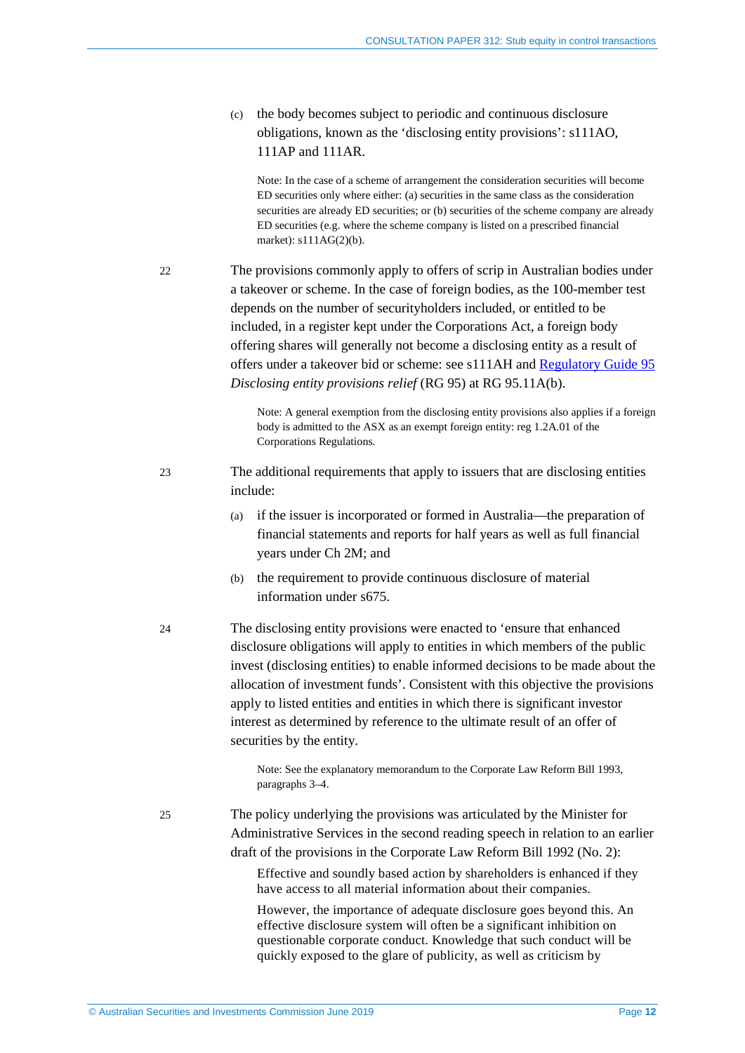(c) the body becomes subject to periodic and continuous disclosure obligations, known as the 'disclosing entity provisions': s111AO, 111AP and 111AR.

> Note: In the case of a scheme of arrangement the consideration securities will become ED securities only where either: (a) securities in the same class as the consideration securities are already ED securities; or (b) securities of the scheme company are already ED securities (e.g. where the scheme company is listed on a prescribed financial market): s111AG(2)(b).

22 The provisions commonly apply to offers of scrip in Australian bodies under a takeover or scheme. In the case of foreign bodies, as the 100-member test depends on the number of securityholders included, or entitled to be included, in a register kept under the Corporations Act, a foreign body offering shares will generally not become a disclosing entity as a result of offers under a takeover bid or scheme: see s111AH and Regulatory Guide 95 *Disclosing entity provisions relief* (RG 95) at RG 95.11A(b).

> Note: A general exemption from the disclosing entity provisions also applies if a foreign body is admitted to the ASX as an exempt foreign entity: reg 1.2A.01 of the Corporations Regulations.

23 The additional requirements that apply to issuers that are disclosing entities include:

(a) if the issuer is incorporated or formed in Australia—the preparation of financial statements and reports for half years as well as full financial years under Ch 2M; and

(b) the requirement to provide continuous disclosure of material information under s675.

24 The disclosing entity provisions were enacted to 'ensure that enhanced disclosure obligations will apply to entities in which members of the public invest (disclosing entities) to enable informed decisions to be made about the allocation of investment funds'. Consistent with this objective the provisions apply to listed entities and entities in which there is significant investor interest as determined by reference to the ultimate result of an offer of securities by the entity.

> Note: See the explanatory memorandum to the Corporate Law Reform Bill 1993, paragraphs 3–4.

25 The policy underlying the provisions was articulated by the Minister for Administrative Services in the second reading speech in relation to an earlier draft of the provisions in the Corporate Law Reform Bill 1992 (No. 2):

> Effective and soundly based action by shareholders is enhanced if they have access to all material information about their companies.
>
> However, the importance of adequate disclosure goes beyond this. An effective disclosure system will often be a significant inhibition on questionable corporate conduct. Knowledge that such conduct will be quickly exposed to the glare of publicity, as well as criticism by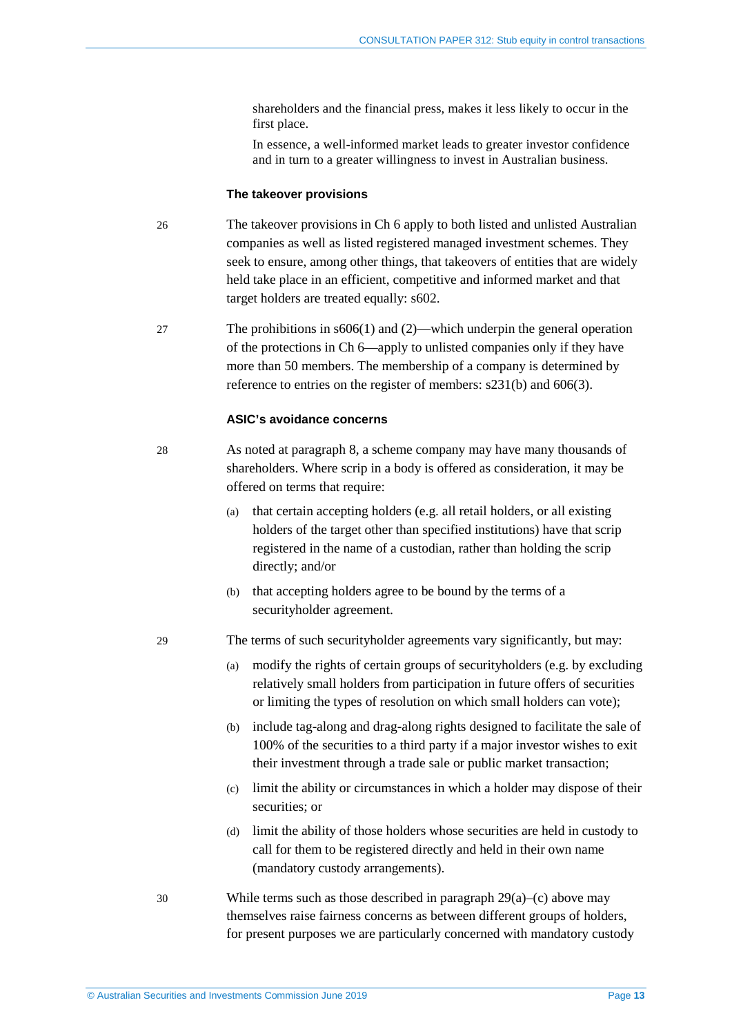shareholders and the financial press, makes it less likely to occur in the first place.

In essence, a well-informed market leads to greater investor confidence and in turn to a greater willingness to invest in Australian business.

### The takeover provisions

26 The takeover provisions in Ch 6 apply to both listed and unlisted Australian companies as well as listed registered managed investment schemes. They seek to ensure, among other things, that takeovers of entities that are widely held take place in an efficient, competitive and informed market and that target holders are treated equally: s602.

27 The prohibitions in s606(1) and (2)—which underpin the general operation of the protections in Ch 6—apply to unlisted companies only if they have more than 50 members. The membership of a company is determined by reference to entries on the register of members: s231(b) and 606(3).

### ASIC's avoidance concerns

28 As noted at paragraph 8, a scheme company may have many thousands of shareholders. Where scrip in a body is offered as consideration, it may be offered on terms that require:

(a) that certain accepting holders (e.g. all retail holders, or all existing holders of the target other than specified institutions) have that scrip registered in the name of a custodian, rather than holding the scrip directly; and/or

(b) that accepting holders agree to be bound by the terms of a securityholder agreement.

29 The terms of such securityholder agreements vary significantly, but may:

(a) modify the rights of certain groups of securityholders (e.g. by excluding relatively small holders from participation in future offers of securities or limiting the types of resolution on which small holders can vote);

(b) include tag-along and drag-along rights designed to facilitate the sale of 100% of the securities to a third party if a major investor wishes to exit their investment through a trade sale or public market transaction;

(c) limit the ability or circumstances in which a holder may dispose of their securities; or

(d) limit the ability of those holders whose securities are held in custody to call for them to be registered directly and held in their own name (mandatory custody arrangements).

30 While terms such as those described in paragraph 29(a)–(c) above may themselves raise fairness concerns as between different groups of holders, for present purposes we are particularly concerned with mandatory custody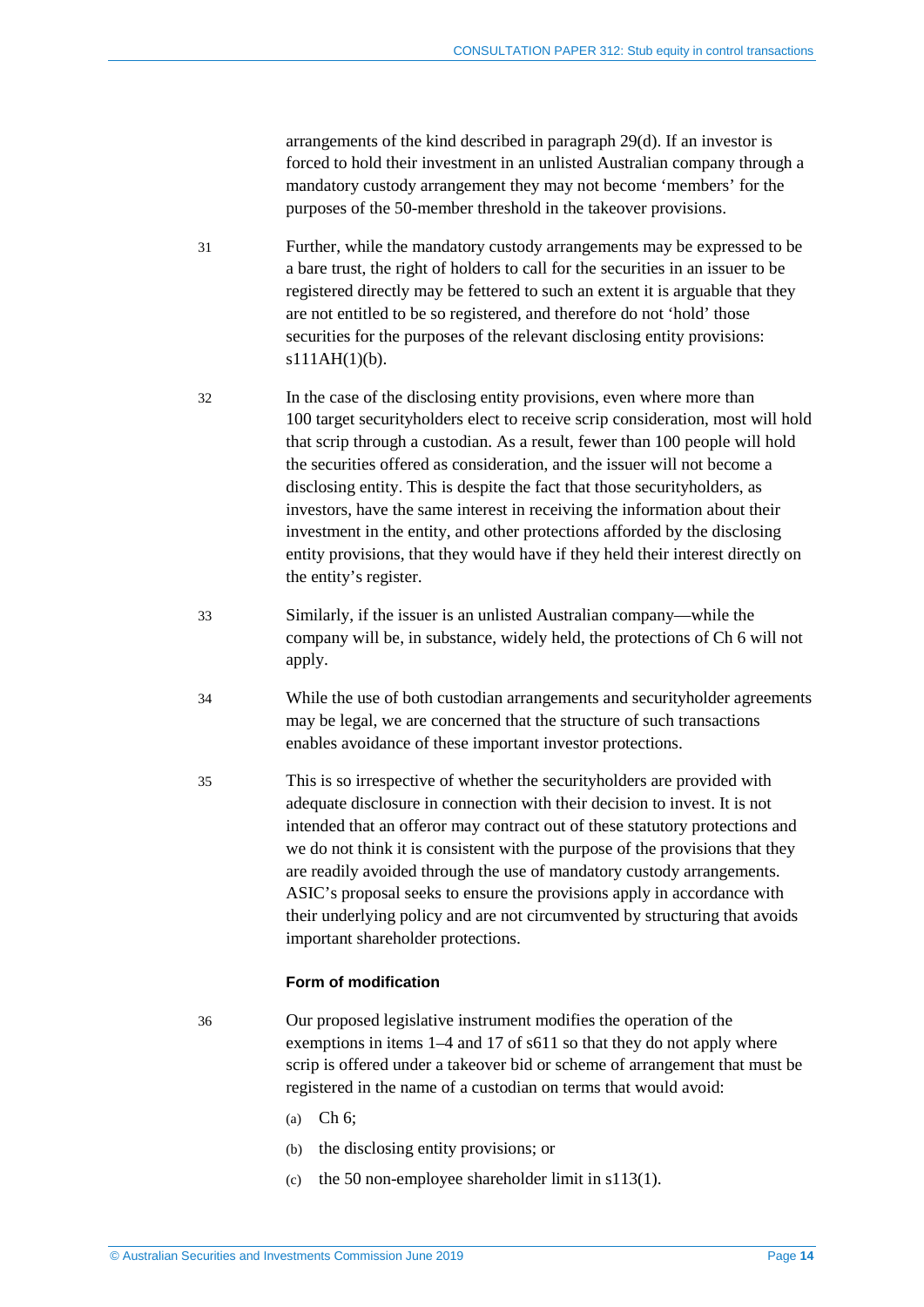arrangements of the kind described in paragraph 29(d). If an investor is forced to hold their investment in an unlisted Australian company through a mandatory custody arrangement they may not become ‘members’ for the purposes of the 50-member threshold in the takeover provisions.

31 Further, while the mandatory custody arrangements may be expressed to be a bare trust, the right of holders to call for the securities in an issuer to be registered directly may be fettered to such an extent it is arguable that they are not entitled to be so registered, and therefore do not ‘hold’ those securities for the purposes of the relevant disclosing entity provisions: s111AH(1)(b).

32 In the case of the disclosing entity provisions, even where more than 100 target securityholders elect to receive scrip consideration, most will hold that scrip through a custodian. As a result, fewer than 100 people will hold the securities offered as consideration, and the issuer will not become a disclosing entity. This is despite the fact that those securityholders, as investors, have the same interest in receiving the information about their investment in the entity, and other protections afforded by the disclosing entity provisions, that they would have if they held their interest directly on the entity’s register.

33 Similarly, if the issuer is an unlisted Australian company—while the company will be, in substance, widely held, the protections of Ch 6 will not apply.

34 While the use of both custodian arrangements and securityholder agreements may be legal, we are concerned that the structure of such transactions enables avoidance of these important investor protections.

35 This is so irrespective of whether the securityholders are provided with adequate disclosure in connection with their decision to invest. It is not intended that an offeror may contract out of these statutory protections and we do not think it is consistent with the purpose of the provisions that they are readily avoided through the use of mandatory custody arrangements. ASIC’s proposal seeks to ensure the provisions apply in accordance with their underlying policy and are not circumvented by structuring that avoids important shareholder protections.

#### Form of modification

36 Our proposed legislative instrument modifies the operation of the exemptions in items 1–4 and 17 of s611 so that they do not apply where scrip is offered under a takeover bid or scheme of arrangement that must be registered in the name of a custodian on terms that would avoid:

(a) Ch 6;

(b) the disclosing entity provisions; or

(c) the 50 non-employee shareholder limit in s113(1).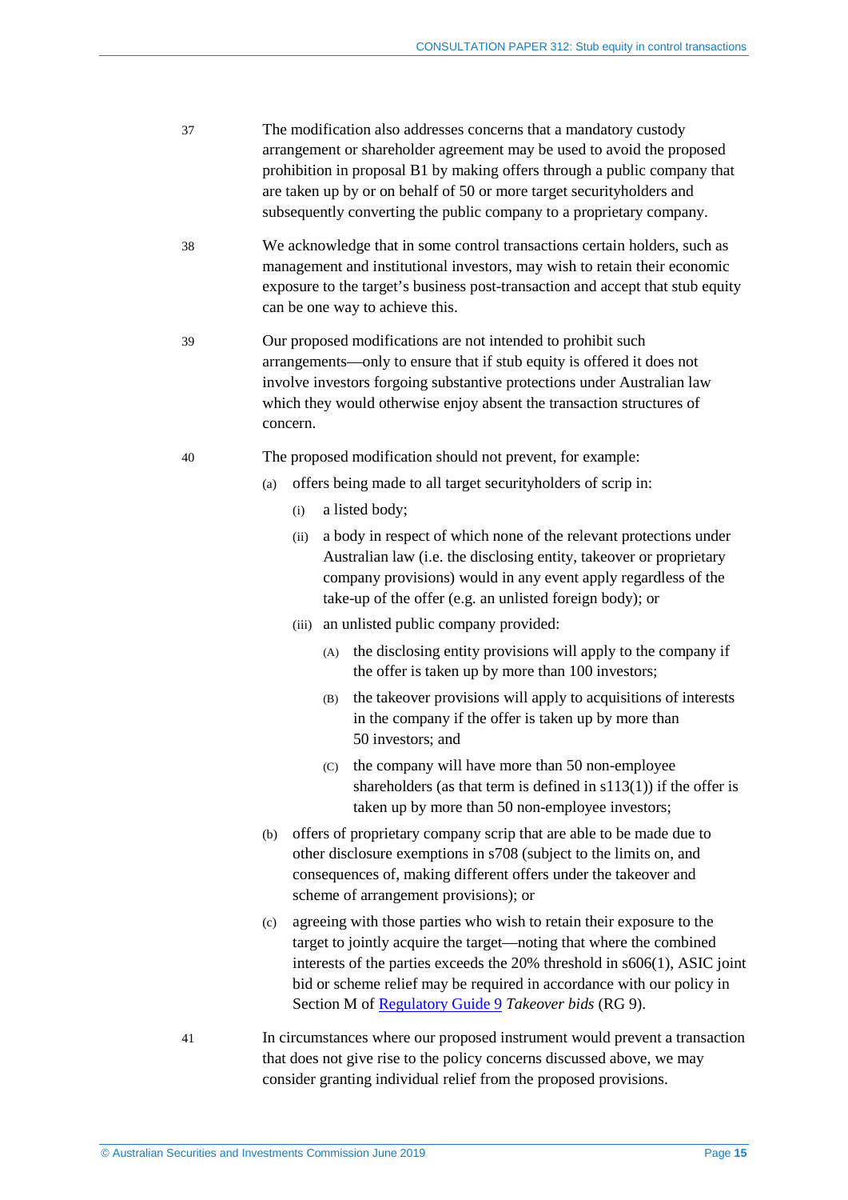37 The modification also addresses concerns that a mandatory custody arrangement or shareholder agreement may be used to avoid the proposed prohibition in proposal B1 by making offers through a public company that are taken up by or on behalf of 50 or more target securityholders and subsequently converting the public company to a proprietary company.

38 We acknowledge that in some control transactions certain holders, such as management and institutional investors, may wish to retain their economic exposure to the target's business post-transaction and accept that stub equity can be one way to achieve this.

39 Our proposed modifications are not intended to prohibit such arrangements—only to ensure that if stub equity is offered it does not involve investors forgoing substantive protections under Australian law which they would otherwise enjoy absent the transaction structures of concern.

40 The proposed modification should not prevent, for example:

- (a) offers being made to all target securityholders of scrip in:
  - (i) a listed body;
  - (ii) a body in respect of which none of the relevant protections under Australian law (i.e. the disclosing entity, takeover or proprietary company provisions) would in any event apply regardless of the take-up of the offer (e.g. an unlisted foreign body); or
  - (iii) an unlisted public company provided:
    - (A) the disclosing entity provisions will apply to the company if the offer is taken up by more than 100 investors;
    - (B) the takeover provisions will apply to acquisitions of interests in the company if the offer is taken up by more than 50 investors; and
    - (C) the company will have more than 50 non-employee shareholders (as that term is defined in s113(1)) if the offer is taken up by more than 50 non-employee investors;
- (b) offers of proprietary company scrip that are able to be made due to other disclosure exemptions in s708 (subject to the limits on, and consequences of, making different offers under the takeover and scheme of arrangement provisions); or
- (c) agreeing with those parties who wish to retain their exposure to the target to jointly acquire the target—noting that where the combined interests of the parties exceeds the 20% threshold in s606(1), ASIC joint bid or scheme relief may be required in accordance with our policy in Section M of Regulatory Guide 9 *Takeover bids* (RG 9).

41 In circumstances where our proposed instrument would prevent a transaction that does not give rise to the policy concerns discussed above, we may consider granting individual relief from the proposed provisions.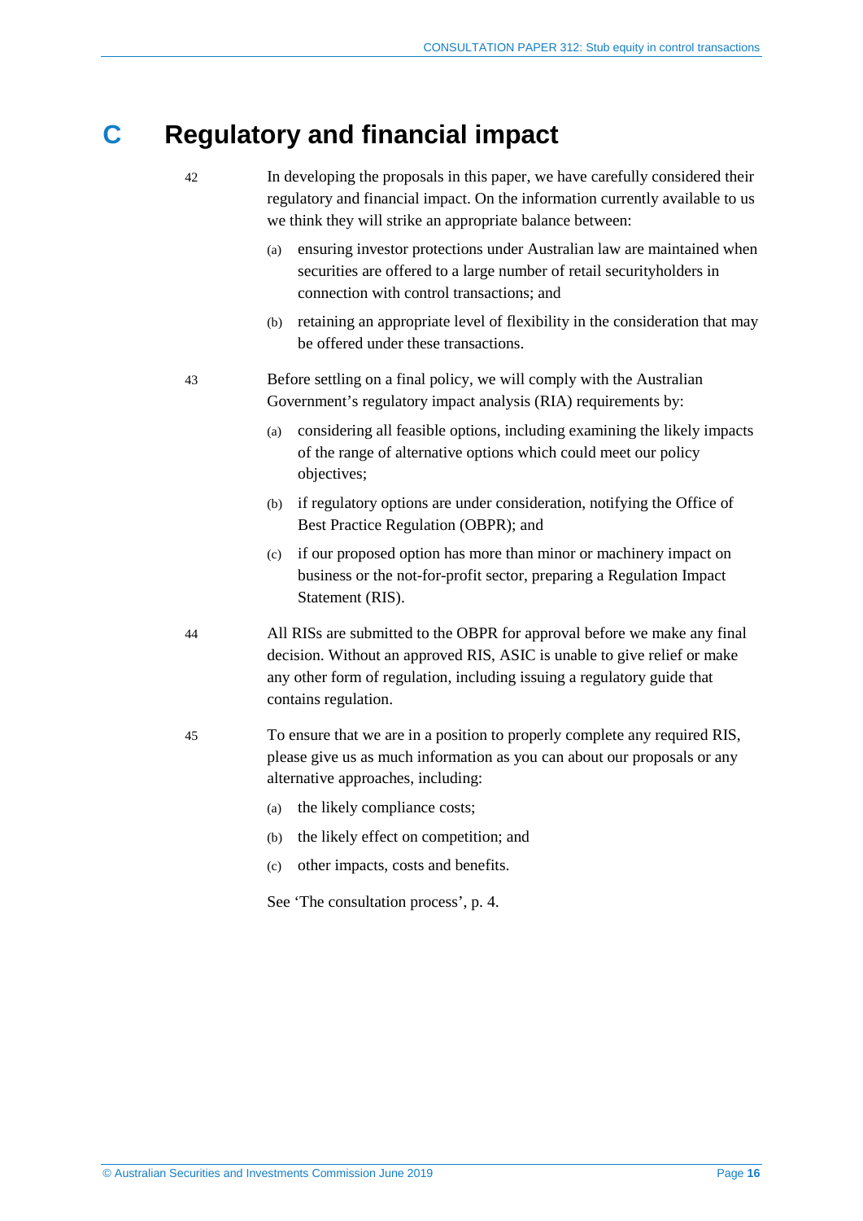# C Regulatory and financial impact

42 In developing the proposals in this paper, we have carefully considered their regulatory and financial impact. On the information currently available to us we think they will strike an appropriate balance between:

(a) ensuring investor protections under Australian law are maintained when securities are offered to a large number of retail securityholders in connection with control transactions; and

(b) retaining an appropriate level of flexibility in the consideration that may be offered under these transactions.

43 Before settling on a final policy, we will comply with the Australian Government's regulatory impact analysis (RIA) requirements by:

(a) considering all feasible options, including examining the likely impacts of the range of alternative options which could meet our policy objectives;

(b) if regulatory options are under consideration, notifying the Office of Best Practice Regulation (OBPR); and

(c) if our proposed option has more than minor or machinery impact on business or the not-for-profit sector, preparing a Regulation Impact Statement (RIS).

44 All RISs are submitted to the OBPR for approval before we make any final decision. Without an approved RIS, ASIC is unable to give relief or make any other form of regulation, including issuing a regulatory guide that contains regulation.

45 To ensure that we are in a position to properly complete any required RIS, please give us as much information as you can about our proposals or any alternative approaches, including:

(a) the likely compliance costs;

(b) the likely effect on competition; and

(c) other impacts, costs and benefits.

See 'The consultation process', p. 4.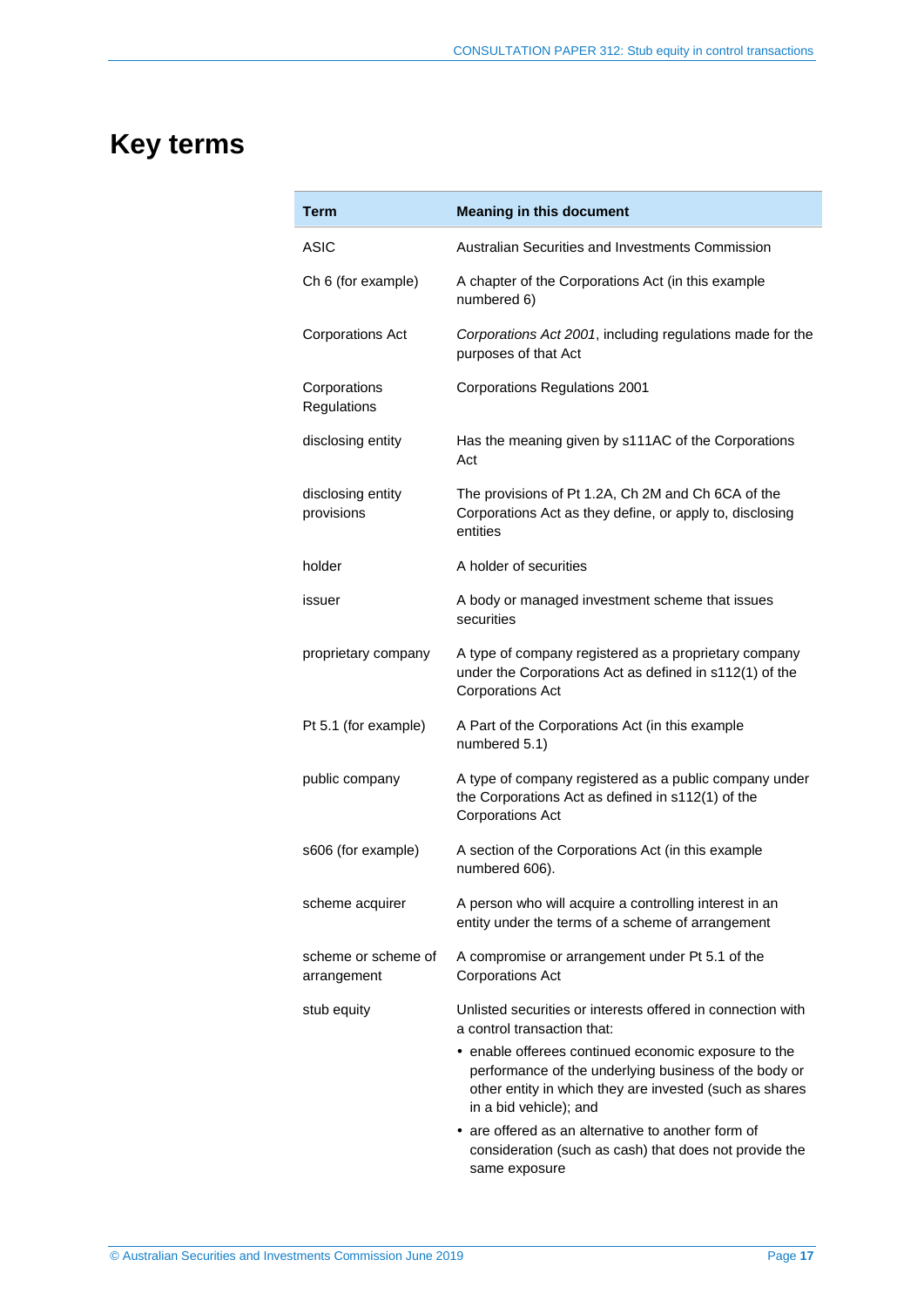# Key terms

| Term | Meaning in this document |
|---|---|
| ASIC | Australian Securities and Investments Commission |
| Ch 6 (for example) | A chapter of the Corporations Act (in this example numbered 6) |
| Corporations Act | *Corporations Act 2001*, including regulations made for the purposes of that Act |
| Corporations Regulations | Corporations Regulations 2001 |
| disclosing entity | Has the meaning given by s111AC of the Corporations Act |
| disclosing entity provisions | The provisions of Pt 1.2A, Ch 2M and Ch 6CA of the Corporations Act as they define, or apply to, disclosing entities |
| holder | A holder of securities |
| issuer | A body or managed investment scheme that issues securities |
| proprietary company | A type of company registered as a proprietary company under the Corporations Act as defined in s112(1) of the Corporations Act |
| Pt 5.1 (for example) | A Part of the Corporations Act (in this example numbered 5.1) |
| public company | A type of company registered as a public company under the Corporations Act as defined in s112(1) of the Corporations Act |
| s606 (for example) | A section of the Corporations Act (in this example numbered 606). |
| scheme acquirer | A person who will acquire a controlling interest in an entity under the terms of a scheme of arrangement |
| scheme or scheme of arrangement | A compromise or arrangement under Pt 5.1 of the Corporations Act |
| stub equity | Unlisted securities or interests offered in connection with a control transaction that: <br>• enable offerees continued economic exposure to the performance of the underlying business of the body or other entity in which they are invested (such as shares in a bid vehicle); and <br>• are offered as an alternative to another form of consideration (such as cash) that does not provide the same exposure |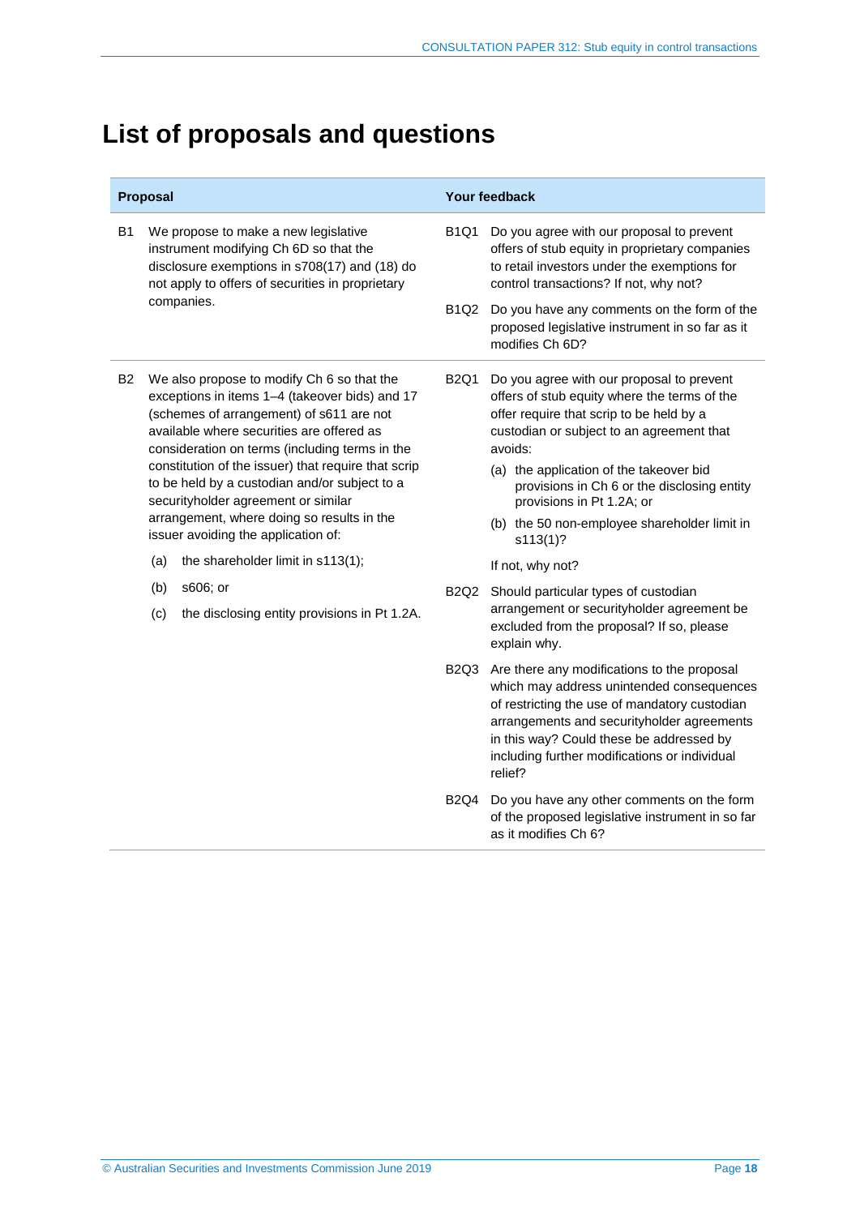# List of proposals and questions

| Proposal | Your feedback |
|---|---|
| B1 We propose to make a new legislative instrument modifying Ch 6D so that the disclosure exemptions in s708(17) and (18) do not apply to offers of securities in proprietary companies. | B1Q1 Do you agree with our proposal to prevent offers of stub equity in proprietary companies to retail investors under the exemptions for control transactions? If not, why not?<br><br>B1Q2 Do you have any comments on the form of the proposed legislative instrument in so far as it modifies Ch 6D? |
| B2 We also propose to modify Ch 6 so that the exceptions in items 1–4 (takeover bids) and 17 (schemes of arrangement) of s611 are not available where securities are offered as consideration on terms (including terms in the constitution of the issuer) that require that scrip to be held by a custodian and/or subject to a securityholder agreement or similar arrangement, where doing so results in the issuer avoiding the application of:<br><br>(a) the shareholder limit in s113(1);<br><br>(b) s606; or<br><br>(c) the disclosing entity provisions in Pt 1.2A. | B2Q1 Do you agree with our proposal to prevent offers of stub equity where the terms of the offer require that scrip to be held by a custodian or subject to an agreement that avoids:<br><br>(a) the application of the takeover bid provisions in Ch 6 or the disclosing entity provisions in Pt 1.2A; or<br><br>(b) the 50 non-employee shareholder limit in s113(1)?<br><br>If not, why not?<br><br>B2Q2 Should particular types of custodian arrangement or securityholder agreement be excluded from the proposal? If so, please explain why.<br><br>B2Q3 Are there any modifications to the proposal which may address unintended consequences of restricting the use of mandatory custodian arrangements and securityholder agreements in this way? Could these be addressed by including further modifications or individual relief?<br><br>B2Q4 Do you have any other comments on the form of the proposed legislative instrument in so far as it modifies Ch 6? |